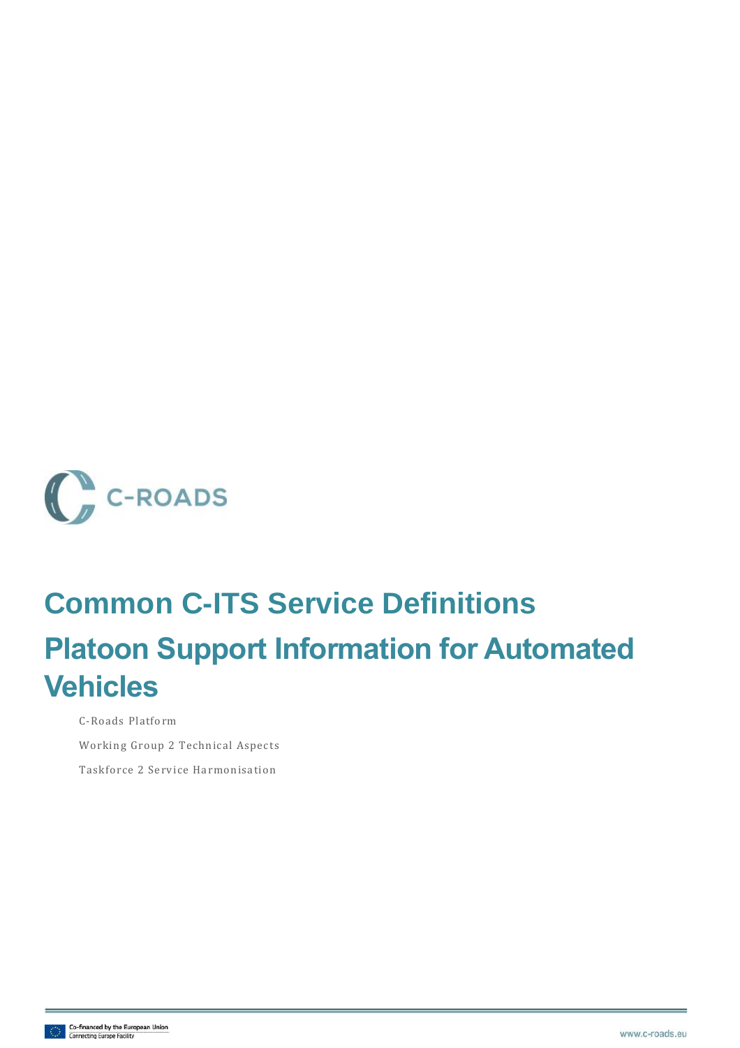C-ROADS

# Common C-ITS Service Definitions

# Platoon Support Information for Automated Vehicles

C-Roads Platform

Working Group 2 Technical Aspects

Taskforce 2 Service Harmonisation

Co-financed by the European Union
Connecting Europe Facility

www.c-roads.eu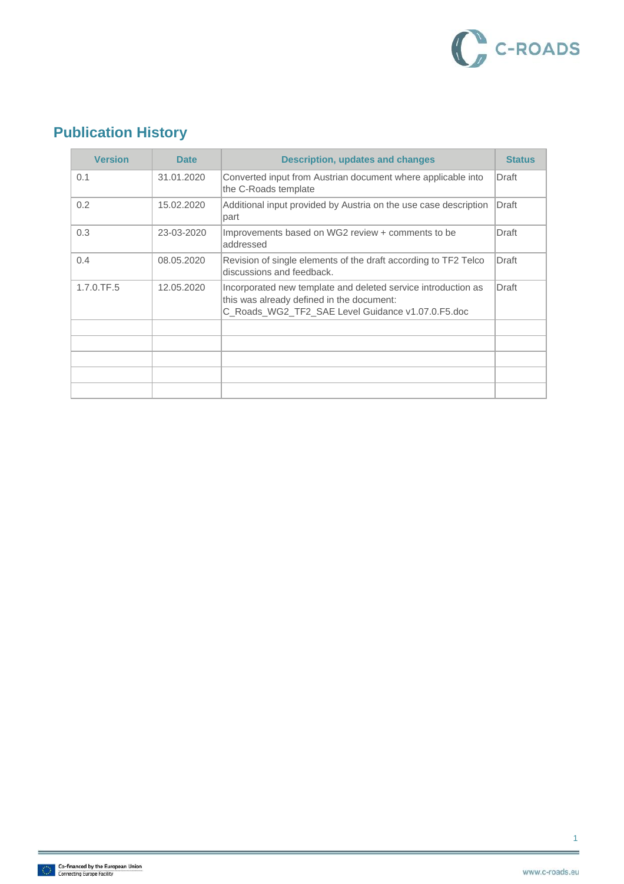## Publication History

| Version | Date | Description, updates and changes | Status |
|---|---|---|---|
| 0.1 | 31.01.2020 | Converted input from Austrian document where applicable into the C-Roads template | Draft |
| 0.2 | 15.02.2020 | Additional input provided by Austria on the use case description part | Draft |
| 0.3 | 23-03-2020 | Improvements based on WG2 review + comments to be addressed | Draft |
| 0.4 | 08.05.2020 | Revision of single elements of the draft according to TF2 Telco discussions and feedback. | Draft |
| 1.7.0.TF.5 | 12.05.2020 | Incorporated new template and deleted service introduction as this was already defined in the document: C_Roads_WG2_TF2_SAE Level Guidance v1.07.0.F5.doc | Draft |
| | | | |
| | | | |
| | | | |
| | | | |
| | | | |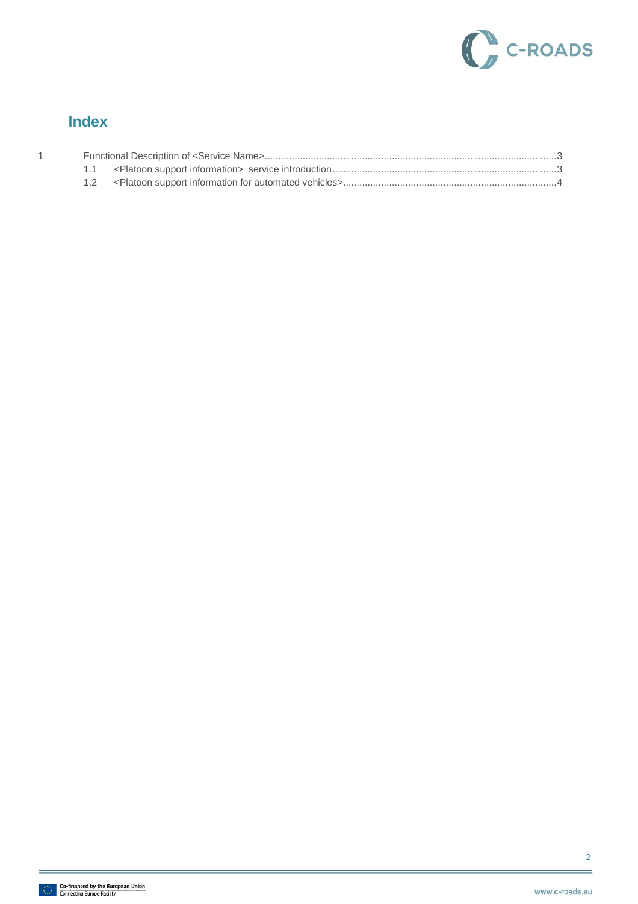## Index

1 Functional Description of <Service Name>...........................................................................................................3

1.1 <Platoon support information> service introduction..................................................................................3

1.2 <Platoon support information for automated vehicles>..............................................................................4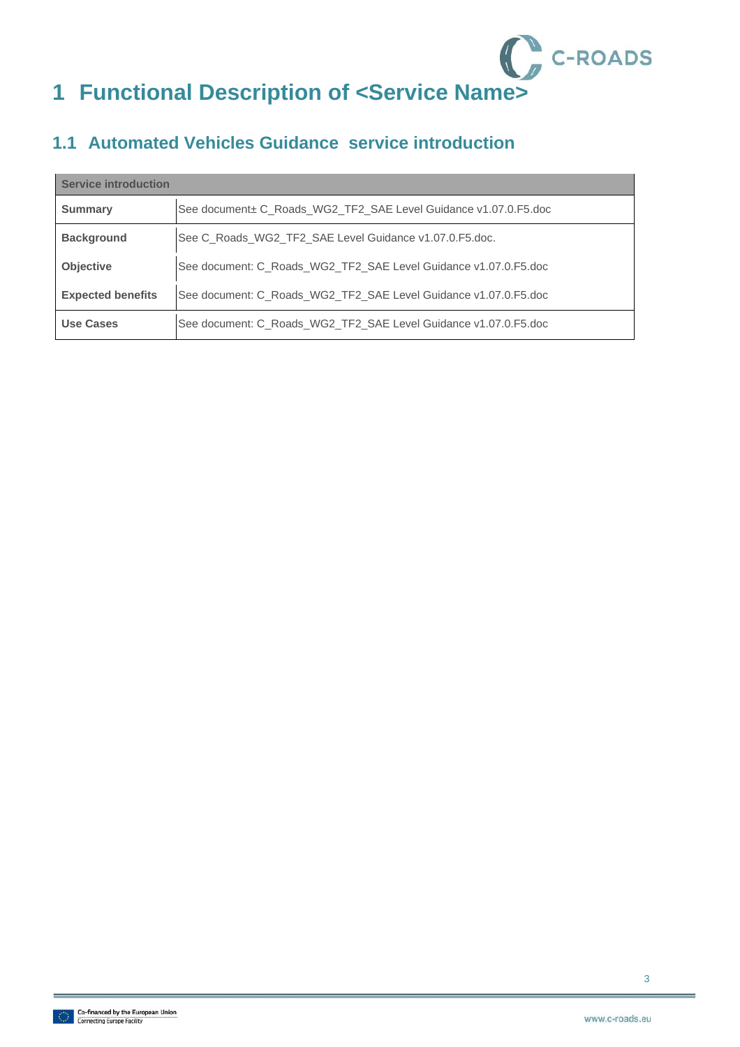# 1 Functional Description of <Service Name>

## 1.1 Automated Vehicles Guidance  service introduction

| Service introduction | |
|---|---|
| **Summary** | See document± C_Roads_WG2_TF2_SAE Level Guidance v1.07.0.F5.doc |
| **Background** | See C_Roads_WG2_TF2_SAE Level Guidance v1.07.0.F5.doc. |
| **Objective** | See document: C_Roads_WG2_TF2_SAE Level Guidance v1.07.0.F5.doc |
| **Expected benefits** | See document: C_Roads_WG2_TF2_SAE Level Guidance v1.07.0.F5.doc |
| **Use Cases** | See document: C_Roads_WG2_TF2_SAE Level Guidance v1.07.0.F5.doc |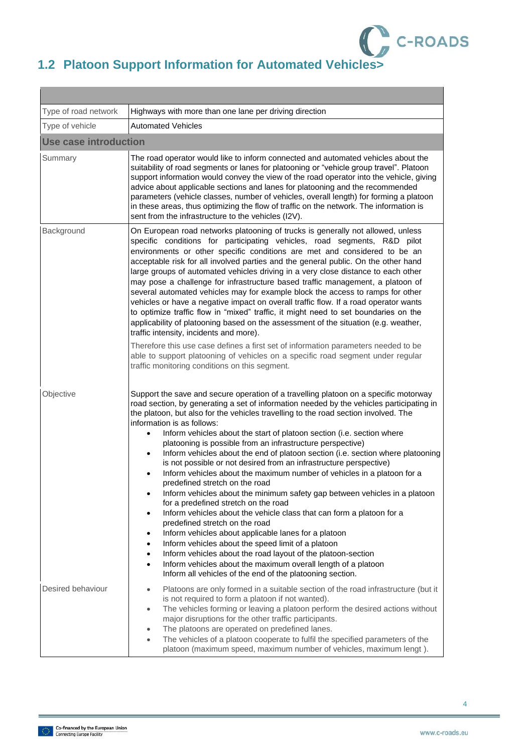## 1.2 Platoon Support Information for Automated Vehicles>

| | |
|---|---|
| Type of road network | Highways with more than one lane per driving direction |
| Type of vehicle | Automated Vehicles |
| **Use case introduction** | |
| Summary | The road operator would like to inform connected and automated vehicles about the suitability of road segments or lanes for platooning or "vehicle group travel". Platoon support information would convey the view of the road operator into the vehicle, giving advice about applicable sections and lanes for platooning and the recommended parameters (vehicle classes, number of vehicles, overall length) for forming a platoon in these areas, thus optimizing the flow of traffic on the network. The information is sent from the infrastructure to the vehicles (I2V). |
| Background | On European road networks platooning of trucks is generally not allowed, unless specific conditions for participating vehicles, road segments, R&D pilot environments or other specific conditions are met and considered to be an acceptable risk for all involved parties and the general public. On the other hand large groups of automated vehicles driving in a very close distance to each other may pose a challenge for infrastructure based traffic management, a platoon of several automated vehicles may for example block the access to ramps for other vehicles or have a negative impact on overall traffic flow. If a road operator wants to optimize traffic flow in "mixed" traffic, it might need to set boundaries on the applicability of platooning based on the assessment of the situation (e.g. weather, traffic intensity, incidents and more).<br><br>Therefore this use case defines a first set of information parameters needed to be able to support platooning of vehicles on a specific road segment under regular traffic monitoring conditions on this segment. |
| Objective | Support the save and secure operation of a travelling platoon on a specific motorway road section, by generating a set of information needed by the vehicles participating in the platoon, but also for the vehicles travelling to the road section involved. The information is as follows:<br>• Inform vehicles about the start of platoon section (i.e. section where platooning is possible from an infrastructure perspective)<br>• Inform vehicles about the end of platoon section (i.e. section where platooning is not possible or not desired from an infrastructure perspective)<br>• Inform vehicles about the maximum number of vehicles in a platoon for a predefined stretch on the road<br>• Inform vehicles about the minimum safety gap between vehicles in a platoon for a predefined stretch on the road<br>• Inform vehicles about the vehicle class that can form a platoon for a predefined stretch on the road<br>• Inform vehicles about applicable lanes for a platoon<br>• Inform vehicles about the speed limit of a platoon<br>• Inform vehicles about the road layout of the platoon-section<br>• Inform vehicles about the maximum overall length of a platoon<br>Inform all vehicles of the end of the platooning section. |
| Desired behaviour | • Platoons are only formed in a suitable section of the road infrastructure (but it is not required to form a platoon if not wanted).<br>• The vehicles forming or leaving a platoon perform the desired actions without major disruptions for the other traffic participants.<br>• The platoons are operated on predefined lanes.<br>• The vehicles of a platoon cooperate to fulfil the specified parameters of the platoon (maximum speed, maximum number of vehicles, maximum lengt ). |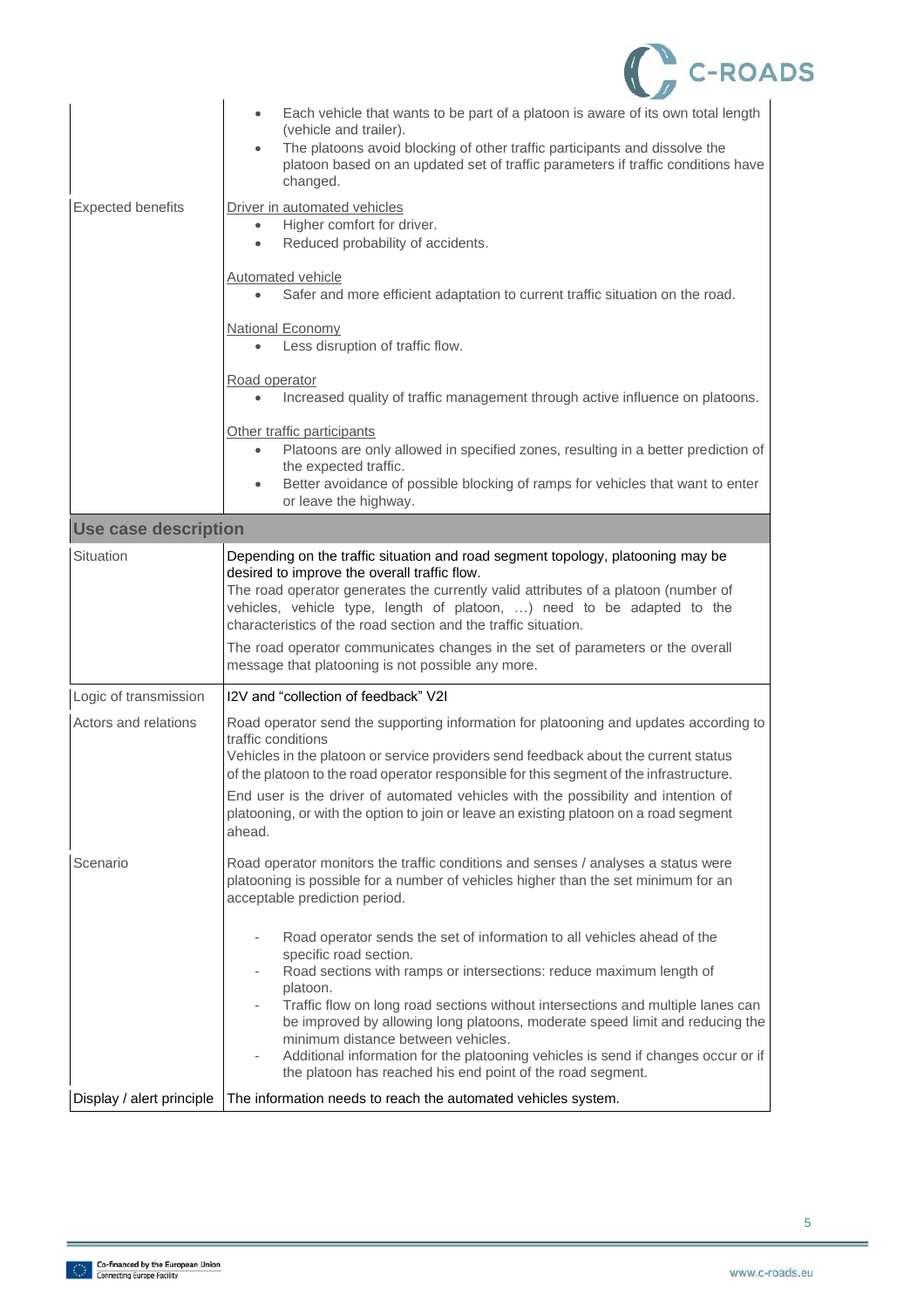| | |
|---|---|
| | • Each vehicle that wants to be part of a platoon is aware of its own total length (vehicle and trailer).<br>• The platoons avoid blocking of other traffic participants and dissolve the platoon based on an updated set of traffic parameters if traffic conditions have changed. |
| Expected benefits | Driver in automated vehicles<br>• Higher comfort for driver.<br>• Reduced probability of accidents.<br><br>Automated vehicle<br>• Safer and more efficient adaptation to current traffic situation on the road.<br><br>National Economy<br>• Less disruption of traffic flow.<br><br>Road operator<br>• Increased quality of traffic management through active influence on platoons.<br><br>Other traffic participants<br>• Platoons are only allowed in specified zones, resulting in a better prediction of the expected traffic.<br>• Better avoidance of possible blocking of ramps for vehicles that want to enter or leave the highway. |
| **Use case description** | |
| Situation | Depending on the traffic situation and road segment topology, platooning may be desired to improve the overall traffic flow.<br>The road operator generates the currently valid attributes of a platoon (number of vehicles, vehicle type, length of platoon, …) need to be adapted to the characteristics of the road section and the traffic situation.<br>The road operator communicates changes in the set of parameters or the overall message that platooning is not possible any more. |
| Logic of transmission | I2V and "collection of feedback" V2I |
| Actors and relations | Road operator send the supporting information for platooning and updates according to traffic conditions<br>Vehicles in the platoon or service providers send feedback about the current status of the platoon to the road operator responsible for this segment of the infrastructure.<br>End user is the driver of automated vehicles with the possibility and intention of platooning, or with the option to join or leave an existing platoon on a road segment ahead. |
| Scenario | Road operator monitors the traffic conditions and senses / analyses a status were platooning is possible for a number of vehicles higher than the set minimum for an acceptable prediction period.<br><br>- Road operator sends the set of information to all vehicles ahead of the specific road section.<br>- Road sections with ramps or intersections: reduce maximum length of platoon.<br>- Traffic flow on long road sections without intersections and multiple lanes can be improved by allowing long platoons, moderate speed limit and reducing the minimum distance between vehicles.<br>- Additional information for the platooning vehicles is send if changes occur or if the platoon has reached his end point of the road segment. |
| Display / alert principle | The information needs to reach the automated vehicles system. |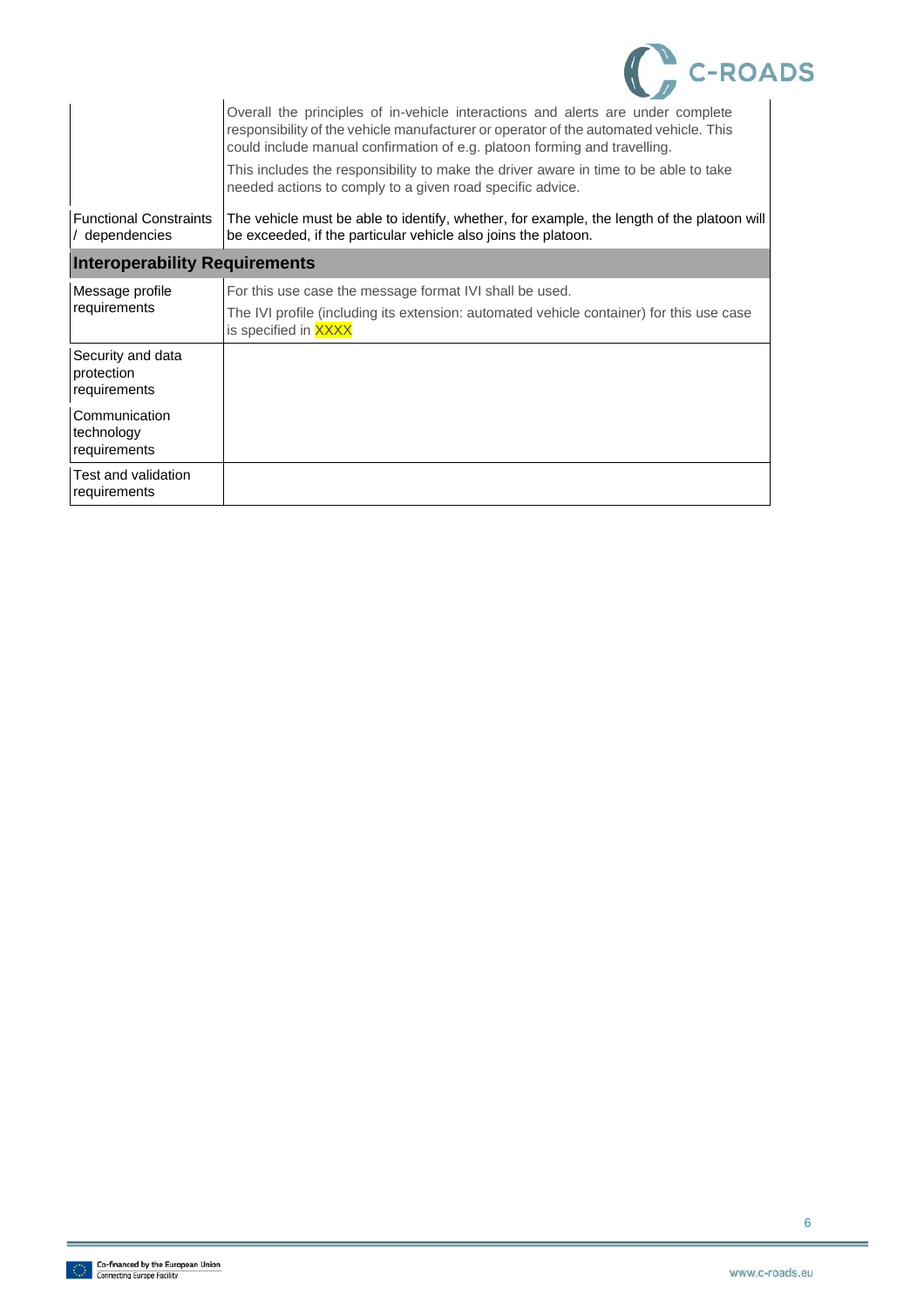| | |
|---|---|
| | Overall the principles of in-vehicle interactions and alerts are under complete responsibility of the vehicle manufacturer or operator of the automated vehicle. This could include manual confirmation of e.g. platoon forming and travelling.<br>This includes the responsibility to make the driver aware in time to be able to take needed actions to comply to a given road specific advice. |
| Functional Constraints / dependencies | The vehicle must be able to identify, whether, for example, the length of the platoon will be exceeded, if the particular vehicle also joins the platoon. |
| **Interoperability Requirements** | |
| Message profile requirements | For this use case the message format IVI shall be used.<br>The IVI profile (including its extension: automated vehicle container) for this use case is specified in XXXX |
| Security and data protection requirements | |
| Communication technology requirements | |
| Test and validation requirements | |